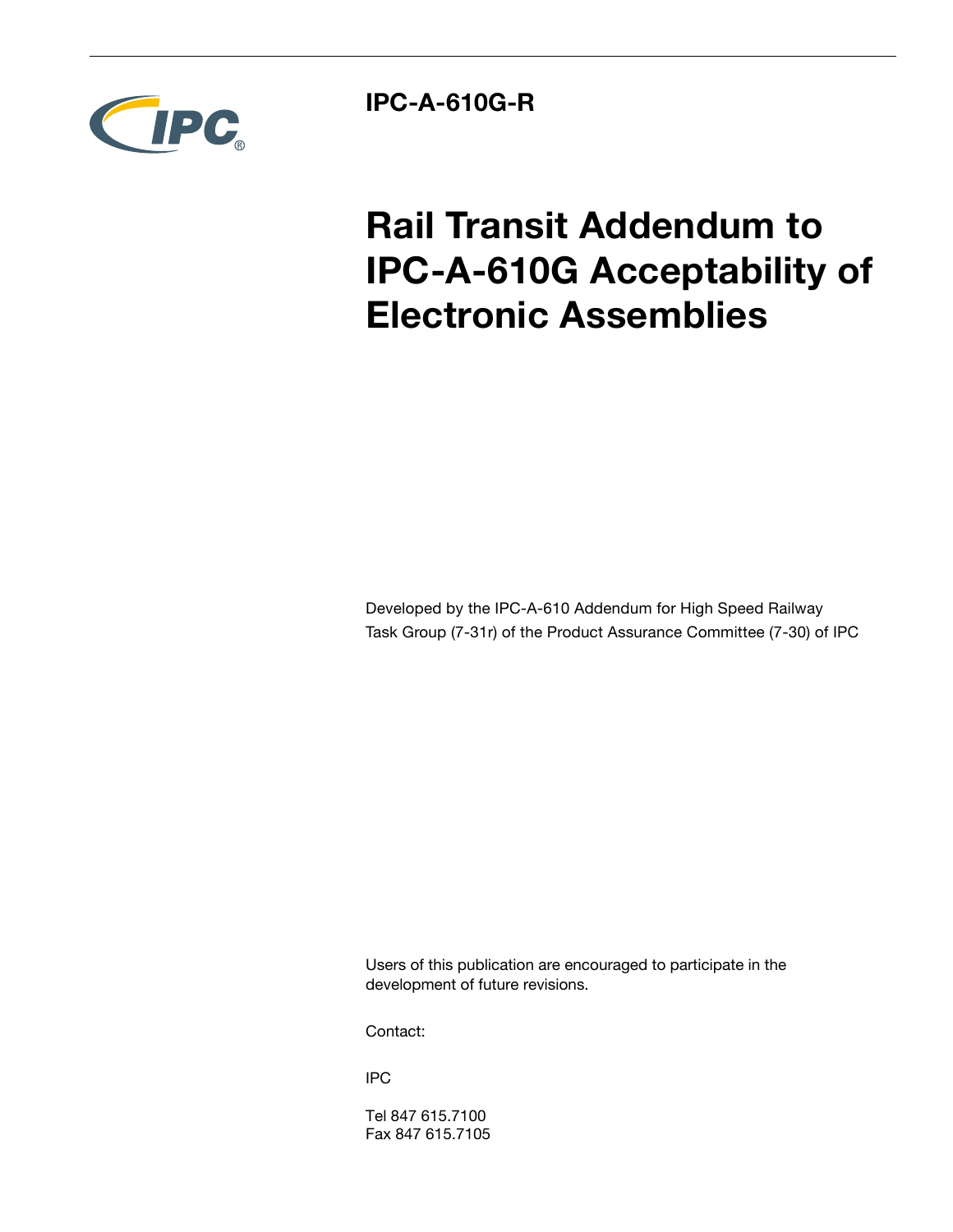**IPC-A-610G-R**

# Rail Transit Addendum to IPC-A-610G Acceptability of Electronic Assemblies

Developed by the IPC-A-610 Addendum for High Speed Railway Task Group (7-31r) of the Product Assurance Committee (7-30) of IPC

Users of this publication are encouraged to participate in the development of future revisions.

Contact:

IPC

Tel 847 615.7100
Fax 847 615.7105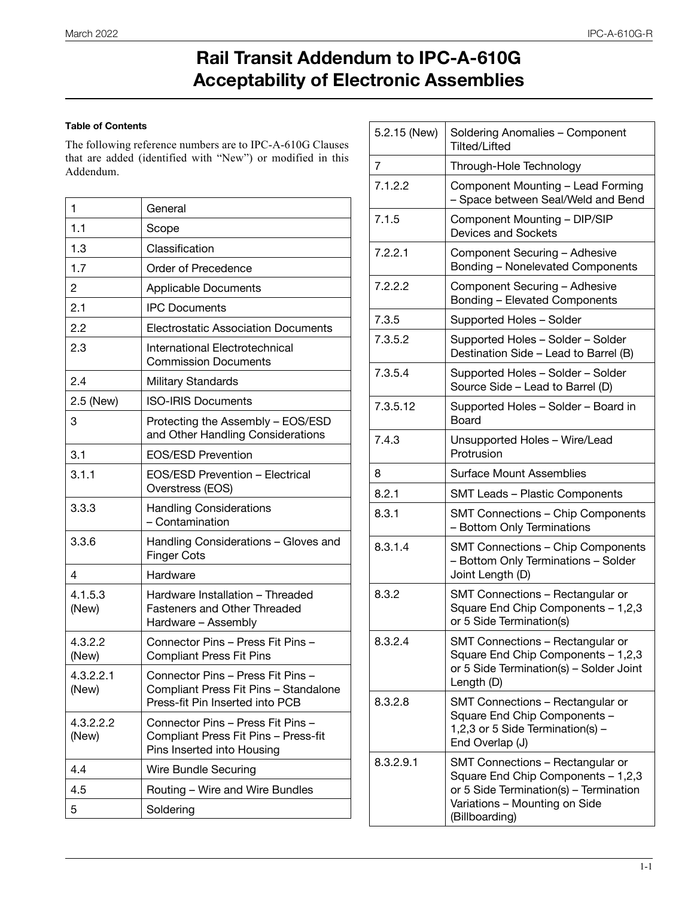# Rail Transit Addendum to IPC-A-610G Acceptability of Electronic Assemblies

**Table of Contents**

The following reference numbers are to IPC-A-610G Clauses that are added (identified with "New") or modified in this Addendum.

| | |
|---|---|
| 1 | General |
| 1.1 | Scope |
| 1.3 | Classification |
| 1.7 | Order of Precedence |
| 2 | Applicable Documents |
| 2.1 | IPC Documents |
| 2.2 | Electrostatic Association Documents |
| 2.3 | International Electrotechnical Commission Documents |
| 2.4 | Military Standards |
| 2.5 (New) | ISO-IRIS Documents |
| 3 | Protecting the Assembly – EOS/ESD and Other Handling Considerations |
| 3.1 | EOS/ESD Prevention |
| 3.1.1 | EOS/ESD Prevention – Electrical Overstress (EOS) |
| 3.3.3 | Handling Considerations – Contamination |
| 3.3.6 | Handling Considerations – Gloves and Finger Cots |
| 4 | Hardware |
| 4.1.5.3 (New) | Hardware Installation – Threaded Fasteners and Other Threaded Hardware – Assembly |
| 4.3.2.2 (New) | Connector Pins – Press Fit Pins – Compliant Press Fit Pins |
| 4.3.2.2.1 (New) | Connector Pins – Press Fit Pins – Compliant Press Fit Pins – Standalone Press-fit Pin Inserted into PCB |
| 4.3.2.2.2 (New) | Connector Pins – Press Fit Pins – Compliant Press Fit Pins – Press-fit Pins Inserted into Housing |
| 4.4 | Wire Bundle Securing |
| 4.5 | Routing – Wire and Wire Bundles |
| 5 | Soldering |
| 5.2.15 (New) | Soldering Anomalies – Component Tilted/Lifted |
| 7 | Through-Hole Technology |
| 7.1.2.2 | Component Mounting – Lead Forming – Space between Seal/Weld and Bend |
| 7.1.5 | Component Mounting – DIP/SIP Devices and Sockets |
| 7.2.2.1 | Component Securing – Adhesive Bonding – Nonelevated Components |
| 7.2.2.2 | Component Securing – Adhesive Bonding – Elevated Components |
| 7.3.5 | Supported Holes – Solder |
| 7.3.5.2 | Supported Holes – Solder – Solder Destination Side – Lead to Barrel (B) |
| 7.3.5.4 | Supported Holes – Solder – Solder Source Side – Lead to Barrel (D) |
| 7.3.5.12 | Supported Holes – Solder – Board in Board |
| 7.4.3 | Unsupported Holes – Wire/Lead Protrusion |
| 8 | Surface Mount Assemblies |
| 8.2.1 | SMT Leads – Plastic Components |
| 8.3.1 | SMT Connections – Chip Components – Bottom Only Terminations |
| 8.3.1.4 | SMT Connections – Chip Components – Bottom Only Terminations – Solder Joint Length (D) |
| 8.3.2 | SMT Connections – Rectangular or Square End Chip Components – 1,2,3 or 5 Side Termination(s) |
| 8.3.2.4 | SMT Connections – Rectangular or Square End Chip Components – 1,2,3 or 5 Side Termination(s) – Solder Joint Length (D) |
| 8.3.2.8 | SMT Connections – Rectangular or Square End Chip Components – 1,2,3 or 5 Side Termination(s) – End Overlap (J) |
| 8.3.2.9.1 | SMT Connections – Rectangular or Square End Chip Components – 1,2,3 or 5 Side Termination(s) – Termination Variations – Mounting on Side (Billboarding) |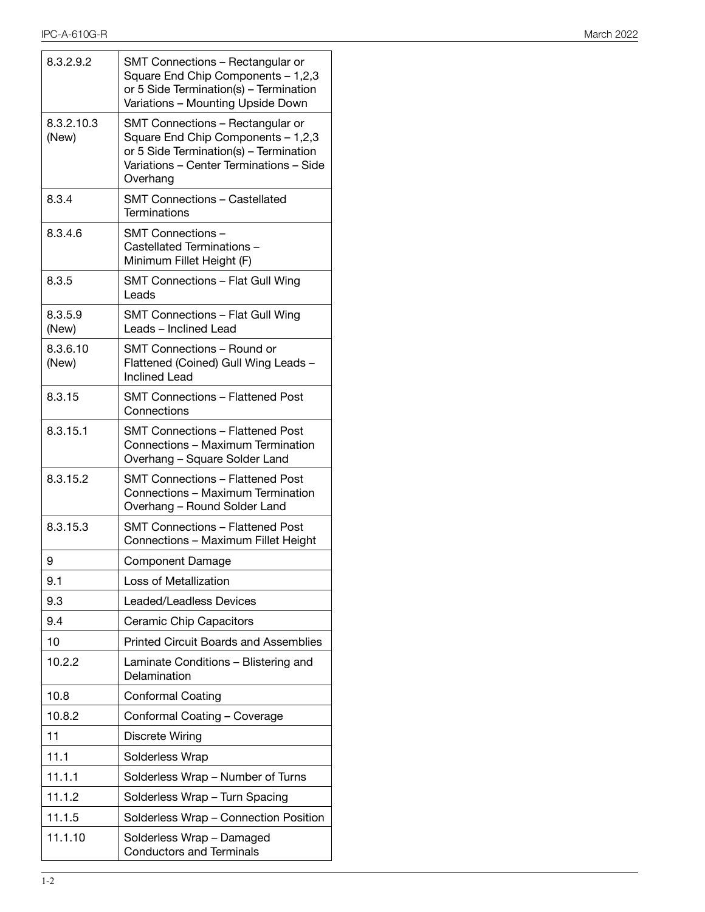| | |
|---|---|
| 8.3.2.9.2 | SMT Connections – Rectangular or Square End Chip Components – 1,2,3 or 5 Side Termination(s) – Termination Variations – Mounting Upside Down |
| 8.3.2.10.3 (New) | SMT Connections – Rectangular or Square End Chip Components – 1,2,3 or 5 Side Termination(s) – Termination Variations – Center Terminations – Side Overhang |
| 8.3.4 | SMT Connections – Castellated Terminations |
| 8.3.4.6 | SMT Connections – Castellated Terminations – Minimum Fillet Height (F) |
| 8.3.5 | SMT Connections – Flat Gull Wing Leads |
| 8.3.5.9 (New) | SMT Connections – Flat Gull Wing Leads – Inclined Lead |
| 8.3.6.10 (New) | SMT Connections – Round or Flattened (Coined) Gull Wing Leads – Inclined Lead |
| 8.3.15 | SMT Connections – Flattened Post Connections |
| 8.3.15.1 | SMT Connections – Flattened Post Connections – Maximum Termination Overhang – Square Solder Land |
| 8.3.15.2 | SMT Connections – Flattened Post Connections – Maximum Termination Overhang – Round Solder Land |
| 8.3.15.3 | SMT Connections – Flattened Post Connections – Maximum Fillet Height |
| 9 | Component Damage |
| 9.1 | Loss of Metallization |
| 9.3 | Leaded/Leadless Devices |
| 9.4 | Ceramic Chip Capacitors |
| 10 | Printed Circuit Boards and Assemblies |
| 10.2.2 | Laminate Conditions – Blistering and Delamination |
| 10.8 | Conformal Coating |
| 10.8.2 | Conformal Coating – Coverage |
| 11 | Discrete Wiring |
| 11.1 | Solderless Wrap |
| 11.1.1 | Solderless Wrap – Number of Turns |
| 11.1.2 | Solderless Wrap – Turn Spacing |
| 11.1.5 | Solderless Wrap – Connection Position |
| 11.1.10 | Solderless Wrap – Damaged Conductors and Terminals |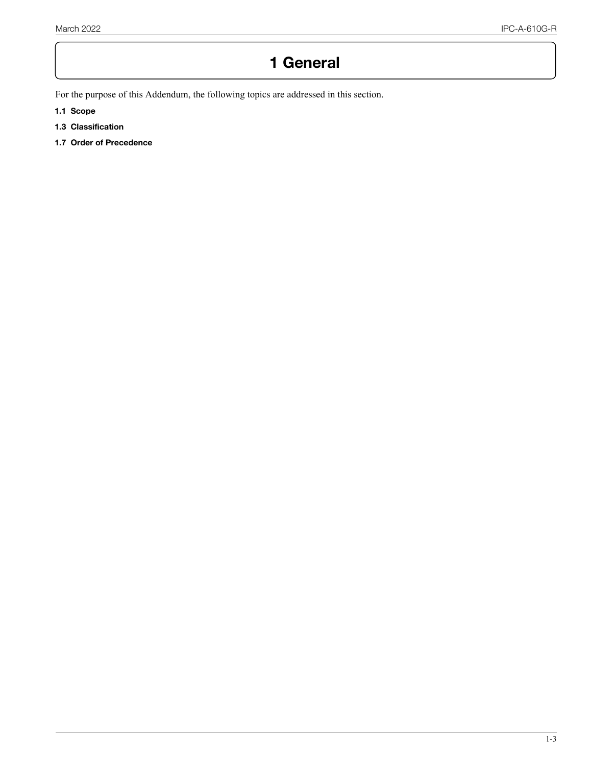# 1 General

For the purpose of this Addendum, the following topics are addressed in this section.

**1.1 Scope**

**1.3 Classification**

**1.7 Order of Precedence**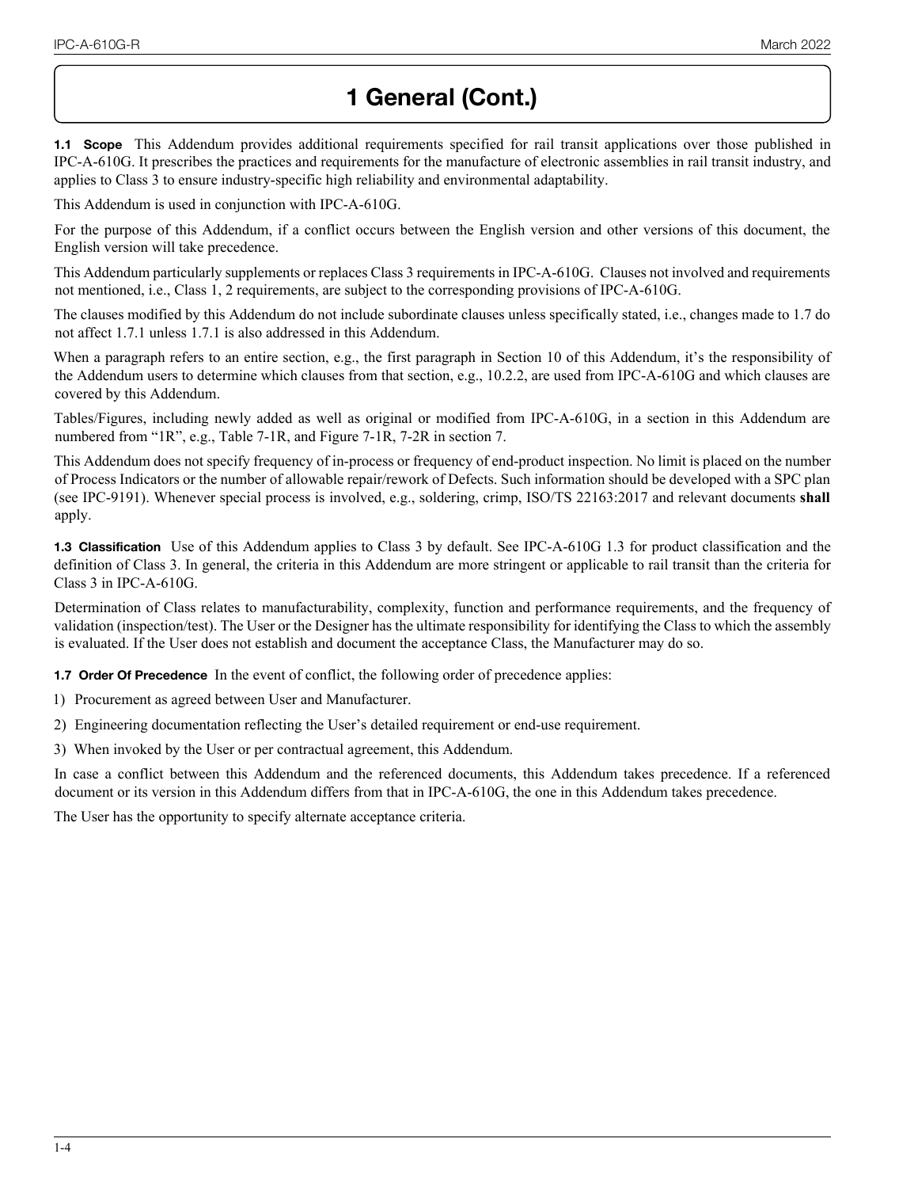# 1 General (Cont.)

**1.1 Scope** This Addendum provides additional requirements specified for rail transit applications over those published in IPC-A-610G. It prescribes the practices and requirements for the manufacture of electronic assemblies in rail transit industry, and applies to Class 3 to ensure industry-specific high reliability and environmental adaptability.

This Addendum is used in conjunction with IPC-A-610G.

For the purpose of this Addendum, if a conflict occurs between the English version and other versions of this document, the English version will take precedence.

This Addendum particularly supplements or replaces Class 3 requirements in IPC-A-610G. Clauses not involved and requirements not mentioned, i.e., Class 1, 2 requirements, are subject to the corresponding provisions of IPC-A-610G.

The clauses modified by this Addendum do not include subordinate clauses unless specifically stated, i.e., changes made to 1.7 do not affect 1.7.1 unless 1.7.1 is also addressed in this Addendum.

When a paragraph refers to an entire section, e.g., the first paragraph in Section 10 of this Addendum, it's the responsibility of the Addendum users to determine which clauses from that section, e.g., 10.2.2, are used from IPC-A-610G and which clauses are covered by this Addendum.

Tables/Figures, including newly added as well as original or modified from IPC-A-610G, in a section in this Addendum are numbered from "1R", e.g., Table 7-1R, and Figure 7-1R, 7-2R in section 7.

This Addendum does not specify frequency of in-process or frequency of end-product inspection. No limit is placed on the number of Process Indicators or the number of allowable repair/rework of Defects. Such information should be developed with a SPC plan (see IPC-9191). Whenever special process is involved, e.g., soldering, crimp, ISO/TS 22163:2017 and relevant documents **shall** apply.

**1.3 Classification** Use of this Addendum applies to Class 3 by default. See IPC-A-610G 1.3 for product classification and the definition of Class 3. In general, the criteria in this Addendum are more stringent or applicable to rail transit than the criteria for Class 3 in IPC-A-610G.

Determination of Class relates to manufacturability, complexity, function and performance requirements, and the frequency of validation (inspection/test). The User or the Designer has the ultimate responsibility for identifying the Class to which the assembly is evaluated. If the User does not establish and document the acceptance Class, the Manufacturer may do so.

**1.7 Order Of Precedence** In the event of conflict, the following order of precedence applies:

1) Procurement as agreed between User and Manufacturer.
2) Engineering documentation reflecting the User's detailed requirement or end-use requirement.
3) When invoked by the User or per contractual agreement, this Addendum.

In case a conflict between this Addendum and the referenced documents, this Addendum takes precedence. If a referenced document or its version in this Addendum differs from that in IPC-A-610G, the one in this Addendum takes precedence.

The User has the opportunity to specify alternate acceptance criteria.